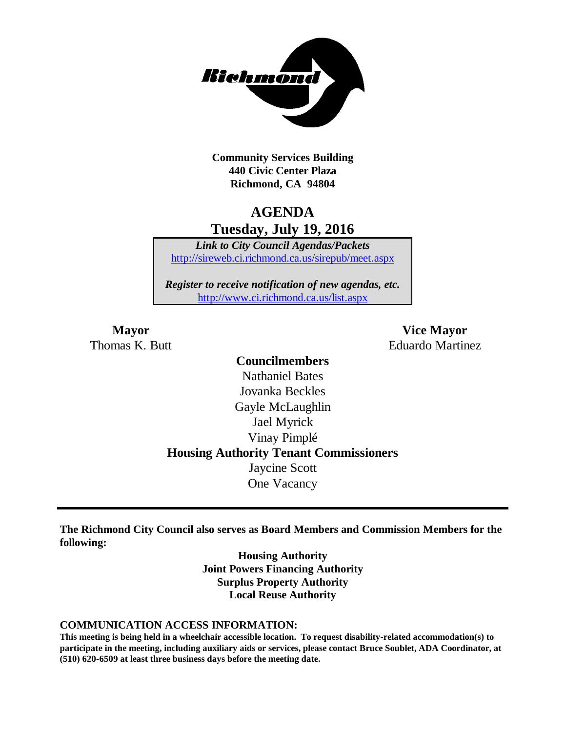Richmond

**Community Services Building**
**440 Civic Center Plaza**
**Richmond, CA 94804**

# AGENDA
## Tuesday, July 19, 2016

*Link to City Council Agendas/Packets*
http://sireweb.ci.richmond.ca.us/sirepub/meet.aspx

*Register to receive notification of new agendas, etc.*
http://www.ci.richmond.ca.us/list.aspx

**Mayor**
Thomas K. Butt

**Vice Mayor**
Eduardo Martinez

**Councilmembers**
Nathaniel Bates
Jovanka Beckles
Gayle McLaughlin
Jael Myrick
Vinay Pimplé

**Housing Authority Tenant Commissioners**
Jaycine Scott
One Vacancy

---

**The Richmond City Council also serves as Board Members and Commission Members for the following:**

**Housing Authority**
**Joint Powers Financing Authority**
**Surplus Property Authority**
**Local Reuse Authority**

**COMMUNICATION ACCESS INFORMATION:**

**This meeting is being held in a wheelchair accessible location. To request disability-related accommodation(s) to participate in the meeting, including auxiliary aids or services, please contact Bruce Soublet, ADA Coordinator, at (510) 620-6509 at least three business days before the meeting date.**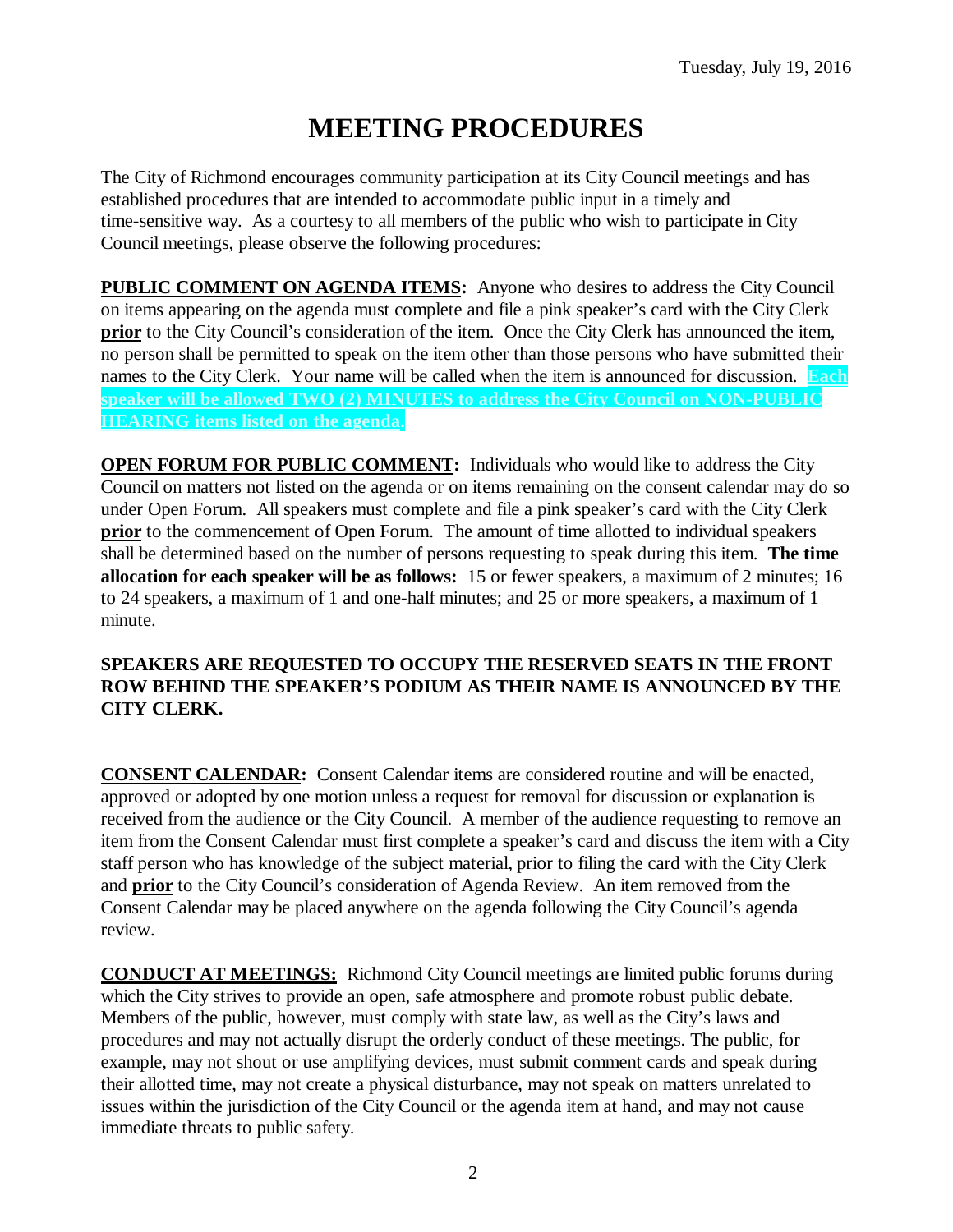Tuesday, July 19, 2016

# MEETING PROCEDURES

The City of Richmond encourages community participation at its City Council meetings and has established procedures that are intended to accommodate public input in a timely and time-sensitive way. As a courtesy to all members of the public who wish to participate in City Council meetings, please observe the following procedures:

**PUBLIC COMMENT ON AGENDA ITEMS:** Anyone who desires to address the City Council on items appearing on the agenda must complete and file a pink speaker's card with the City Clerk **prior** to the City Council's consideration of the item. Once the City Clerk has announced the item, no person shall be permitted to speak on the item other than those persons who have submitted their names to the City Clerk. Your name will be called when the item is announced for discussion. **Each speaker will be allowed TWO (2) MINUTES to address the City Council on NON-PUBLIC HEARING items listed on the agenda.**

**OPEN FORUM FOR PUBLIC COMMENT:** Individuals who would like to address the City Council on matters not listed on the agenda or on items remaining on the consent calendar may do so under Open Forum. All speakers must complete and file a pink speaker's card with the City Clerk **prior** to the commencement of Open Forum. The amount of time allotted to individual speakers shall be determined based on the number of persons requesting to speak during this item. **The time allocation for each speaker will be as follows:** 15 or fewer speakers, a maximum of 2 minutes; 16 to 24 speakers, a maximum of 1 and one-half minutes; and 25 or more speakers, a maximum of 1 minute.

**SPEAKERS ARE REQUESTED TO OCCUPY THE RESERVED SEATS IN THE FRONT ROW BEHIND THE SPEAKER'S PODIUM AS THEIR NAME IS ANNOUNCED BY THE CITY CLERK.**

**CONSENT CALENDAR:** Consent Calendar items are considered routine and will be enacted, approved or adopted by one motion unless a request for removal for discussion or explanation is received from the audience or the City Council. A member of the audience requesting to remove an item from the Consent Calendar must first complete a speaker's card and discuss the item with a City staff person who has knowledge of the subject material, prior to filing the card with the City Clerk and **prior** to the City Council's consideration of Agenda Review. An item removed from the Consent Calendar may be placed anywhere on the agenda following the City Council's agenda review.

**CONDUCT AT MEETINGS:** Richmond City Council meetings are limited public forums during which the City strives to provide an open, safe atmosphere and promote robust public debate. Members of the public, however, must comply with state law, as well as the City's laws and procedures and may not actually disrupt the orderly conduct of these meetings. The public, for example, may not shout or use amplifying devices, must submit comment cards and speak during their allotted time, may not create a physical disturbance, may not speak on matters unrelated to issues within the jurisdiction of the City Council or the agenda item at hand, and may not cause immediate threats to public safety.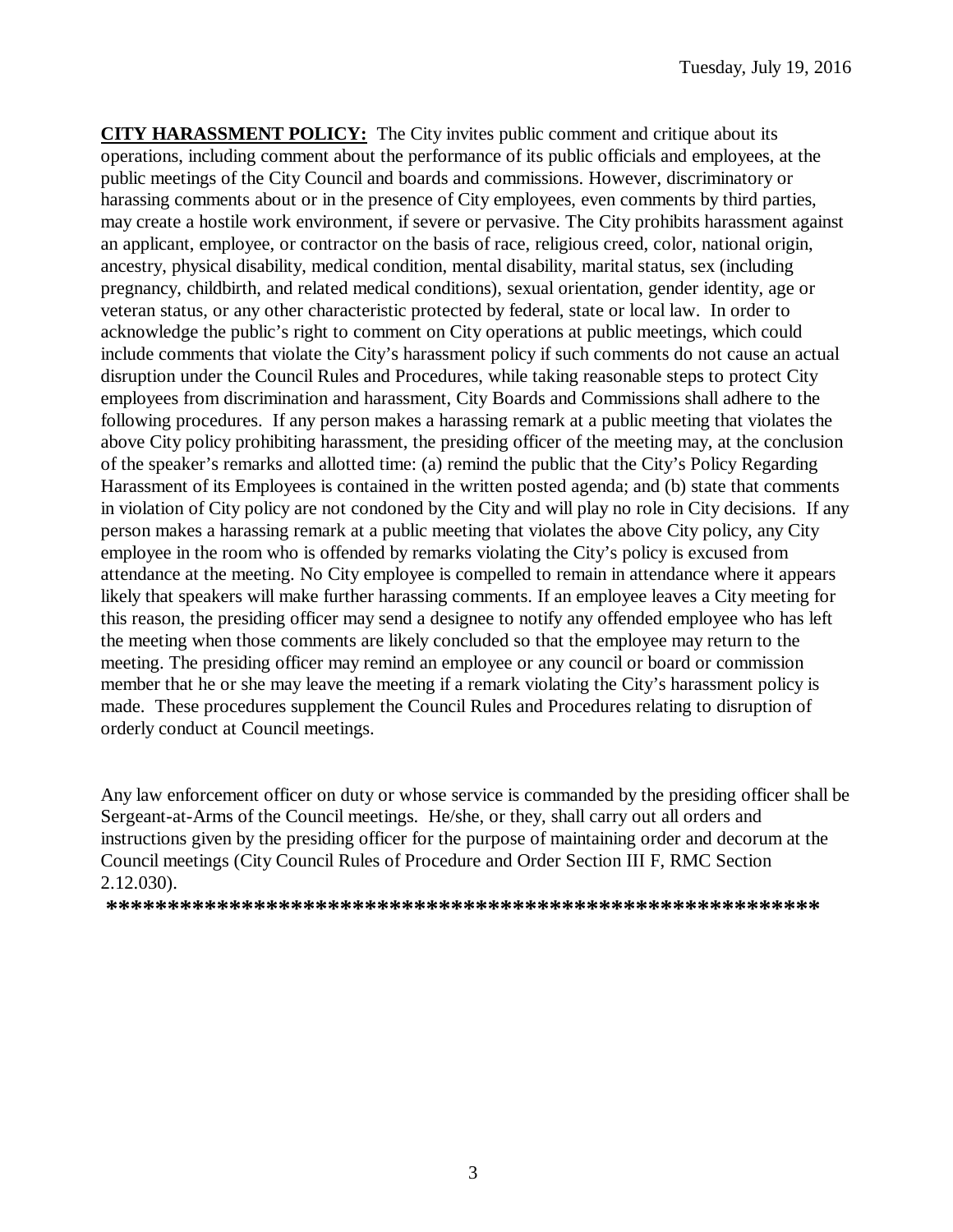**CITY HARASSMENT POLICY:** The City invites public comment and critique about its operations, including comment about the performance of its public officials and employees, at the public meetings of the City Council and boards and commissions. However, discriminatory or harassing comments about or in the presence of City employees, even comments by third parties, may create a hostile work environment, if severe or pervasive. The City prohibits harassment against an applicant, employee, or contractor on the basis of race, religious creed, color, national origin, ancestry, physical disability, medical condition, mental disability, marital status, sex (including pregnancy, childbirth, and related medical conditions), sexual orientation, gender identity, age or veteran status, or any other characteristic protected by federal, state or local law. In order to acknowledge the public's right to comment on City operations at public meetings, which could include comments that violate the City's harassment policy if such comments do not cause an actual disruption under the Council Rules and Procedures, while taking reasonable steps to protect City employees from discrimination and harassment, City Boards and Commissions shall adhere to the following procedures. If any person makes a harassing remark at a public meeting that violates the above City policy prohibiting harassment, the presiding officer of the meeting may, at the conclusion of the speaker's remarks and allotted time: (a) remind the public that the City's Policy Regarding Harassment of its Employees is contained in the written posted agenda; and (b) state that comments in violation of City policy are not condoned by the City and will play no role in City decisions. If any person makes a harassing remark at a public meeting that violates the above City policy, any City employee in the room who is offended by remarks violating the City's policy is excused from attendance at the meeting. No City employee is compelled to remain in attendance where it appears likely that speakers will make further harassing comments. If an employee leaves a City meeting for this reason, the presiding officer may send a designee to notify any offended employee who has left the meeting when those comments are likely concluded so that the employee may return to the meeting. The presiding officer may remind an employee or any council or board or commission member that he or she may leave the meeting if a remark violating the City's harassment policy is made. These procedures supplement the Council Rules and Procedures relating to disruption of orderly conduct at Council meetings.

Any law enforcement officer on duty or whose service is commanded by the presiding officer shall be Sergeant-at-Arms of the Council meetings. He/she, or they, shall carry out all orders and instructions given by the presiding officer for the purpose of maintaining order and decorum at the Council meetings (City Council Rules of Procedure and Order Section III F, RMC Section 2.12.030).

**\*\*\*\*\*\*\*\*\*\*\*\*\*\*\*\*\*\*\*\*\*\*\*\*\*\*\*\*\*\*\*\*\*\*\*\*\*\*\*\*\*\*\*\*\*\*\*\*\*\*\*\*\*\*\*\*\*\*\***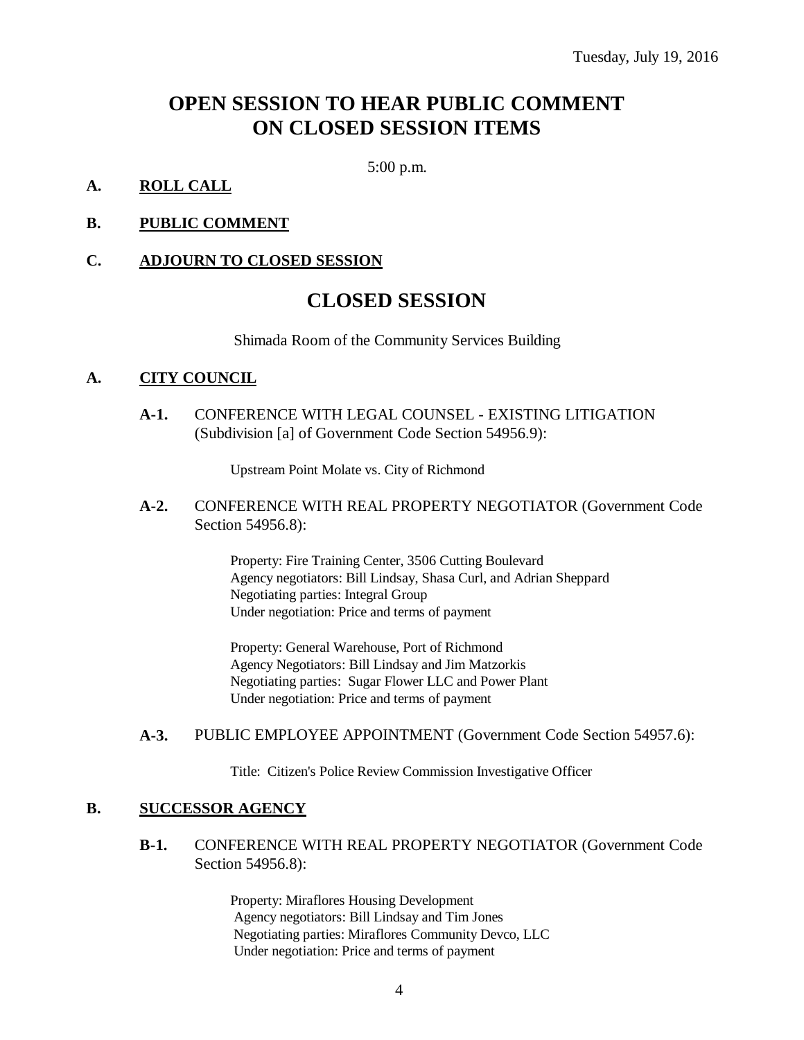Tuesday, July 19, 2016

# OPEN SESSION TO HEAR PUBLIC COMMENT ON CLOSED SESSION ITEMS

5:00 p.m.

**A. ROLL CALL**

**B. PUBLIC COMMENT**

**C. ADJOURN TO CLOSED SESSION**

# CLOSED SESSION

Shimada Room of the Community Services Building

## A. CITY COUNCIL

**A-1.** CONFERENCE WITH LEGAL COUNSEL - EXISTING LITIGATION (Subdivision [a] of Government Code Section 54956.9):

Upstream Point Molate vs. City of Richmond

**A-2.** CONFERENCE WITH REAL PROPERTY NEGOTIATOR (Government Code Section 54956.8):

Property: Fire Training Center, 3506 Cutting Boulevard
Agency negotiators: Bill Lindsay, Shasa Curl, and Adrian Sheppard
Negotiating parties: Integral Group
Under negotiation: Price and terms of payment

Property: General Warehouse, Port of Richmond
Agency Negotiators: Bill Lindsay and Jim Matzorkis
Negotiating parties: Sugar Flower LLC and Power Plant
Under negotiation: Price and terms of payment

**A-3.** PUBLIC EMPLOYEE APPOINTMENT (Government Code Section 54957.6):

Title: Citizen's Police Review Commission Investigative Officer

## B. SUCCESSOR AGENCY

**B-1.** CONFERENCE WITH REAL PROPERTY NEGOTIATOR (Government Code Section 54956.8):

Property: Miraflores Housing Development
Agency negotiators: Bill Lindsay and Tim Jones
Negotiating parties: Miraflores Community Devco, LLC
Under negotiation: Price and terms of payment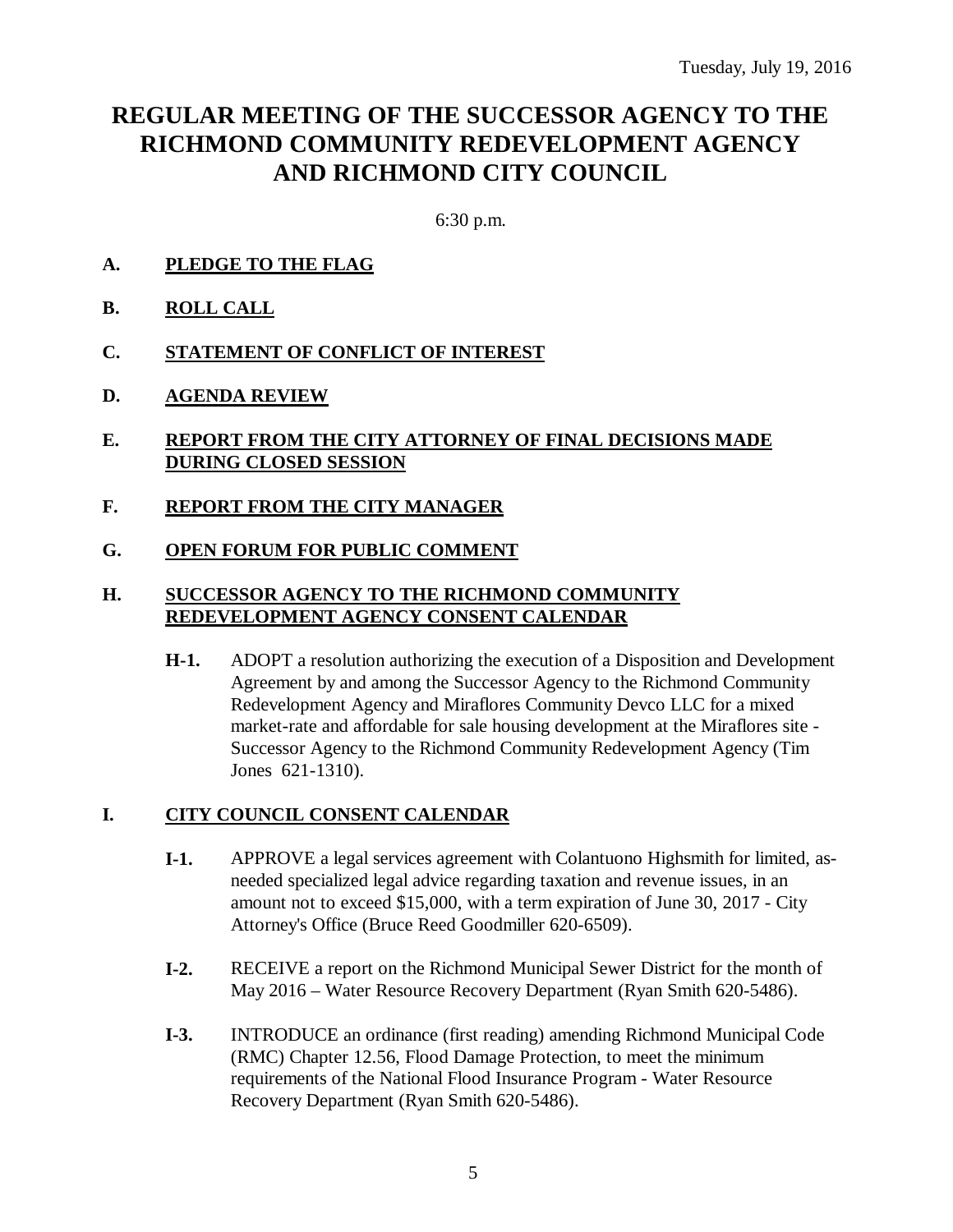Tuesday, July 19, 2016

# REGULAR MEETING OF THE SUCCESSOR AGENCY TO THE RICHMOND COMMUNITY REDEVELOPMENT AGENCY AND RICHMOND CITY COUNCIL

6:30 p.m.

**A. PLEDGE TO THE FLAG**

**B. ROLL CALL**

**C. STATEMENT OF CONFLICT OF INTEREST**

**D. AGENDA REVIEW**

**E. REPORT FROM THE CITY ATTORNEY OF FINAL DECISIONS MADE DURING CLOSED SESSION**

**F. REPORT FROM THE CITY MANAGER**

**G. OPEN FORUM FOR PUBLIC COMMENT**

**H. SUCCESSOR AGENCY TO THE RICHMOND COMMUNITY REDEVELOPMENT AGENCY CONSENT CALENDAR**

**H-1.** ADOPT a resolution authorizing the execution of a Disposition and Development Agreement by and among the Successor Agency to the Richmond Community Redevelopment Agency and Miraflores Community Devco LLC for a mixed market-rate and affordable for sale housing development at the Miraflores site - Successor Agency to the Richmond Community Redevelopment Agency (Tim Jones 621-1310).

**I. CITY COUNCIL CONSENT CALENDAR**

**I-1.** APPROVE a legal services agreement with Colantuono Highsmith for limited, as-needed specialized legal advice regarding taxation and revenue issues, in an amount not to exceed $15,000, with a term expiration of June 30, 2017 - City Attorney's Office (Bruce Reed Goodmiller 620-6509).

**I-2.** RECEIVE a report on the Richmond Municipal Sewer District for the month of May 2016 – Water Resource Recovery Department (Ryan Smith 620-5486).

**I-3.** INTRODUCE an ordinance (first reading) amending Richmond Municipal Code (RMC) Chapter 12.56, Flood Damage Protection, to meet the minimum requirements of the National Flood Insurance Program - Water Resource Recovery Department (Ryan Smith 620-5486).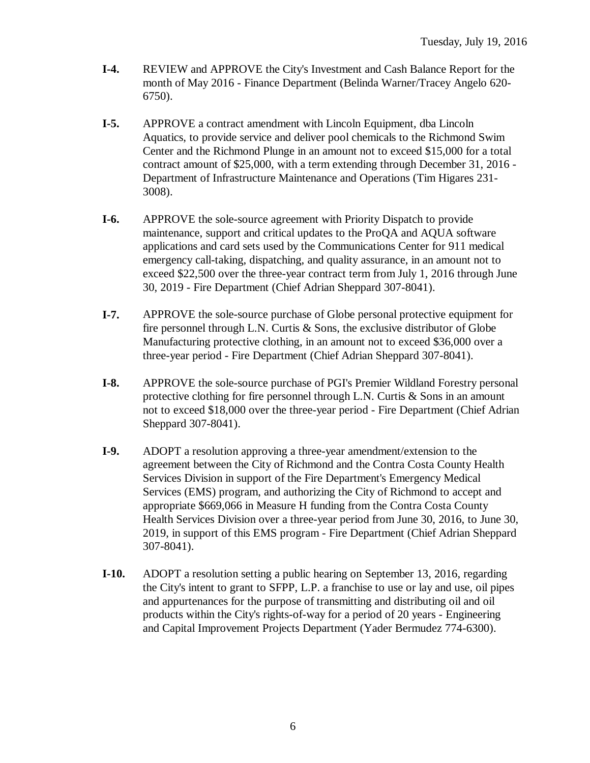**I-4.** REVIEW and APPROVE the City's Investment and Cash Balance Report for the month of May 2016 - Finance Department (Belinda Warner/Tracey Angelo 620-6750).

**I-5.** APPROVE a contract amendment with Lincoln Equipment, dba Lincoln Aquatics, to provide service and deliver pool chemicals to the Richmond Swim Center and the Richmond Plunge in an amount not to exceed $15,000 for a total contract amount of $25,000, with a term extending through December 31, 2016 - Department of Infrastructure Maintenance and Operations (Tim Higares 231-3008).

**I-6.** APPROVE the sole-source agreement with Priority Dispatch to provide maintenance, support and critical updates to the ProQA and AQUA software applications and card sets used by the Communications Center for 911 medical emergency call-taking, dispatching, and quality assurance, in an amount not to exceed $22,500 over the three-year contract term from July 1, 2016 through June 30, 2019 - Fire Department (Chief Adrian Sheppard 307-8041).

**I-7.** APPROVE the sole-source purchase of Globe personal protective equipment for fire personnel through L.N. Curtis & Sons, the exclusive distributor of Globe Manufacturing protective clothing, in an amount not to exceed $36,000 over a three-year period - Fire Department (Chief Adrian Sheppard 307-8041).

**I-8.** APPROVE the sole-source purchase of PGI's Premier Wildland Forestry personal protective clothing for fire personnel through L.N. Curtis & Sons in an amount not to exceed $18,000 over the three-year period - Fire Department (Chief Adrian Sheppard 307-8041).

**I-9.** ADOPT a resolution approving a three-year amendment/extension to the agreement between the City of Richmond and the Contra Costa County Health Services Division in support of the Fire Department's Emergency Medical Services (EMS) program, and authorizing the City of Richmond to accept and appropriate $669,066 in Measure H funding from the Contra Costa County Health Services Division over a three-year period from June 30, 2016, to June 30, 2019, in support of this EMS program - Fire Department (Chief Adrian Sheppard 307-8041).

**I-10.** ADOPT a resolution setting a public hearing on September 13, 2016, regarding the City's intent to grant to SFPP, L.P. a franchise to use or lay and use, oil pipes and appurtenances for the purpose of transmitting and distributing oil and oil products within the City's rights-of-way for a period of 20 years - Engineering and Capital Improvement Projects Department (Yader Bermudez 774-6300).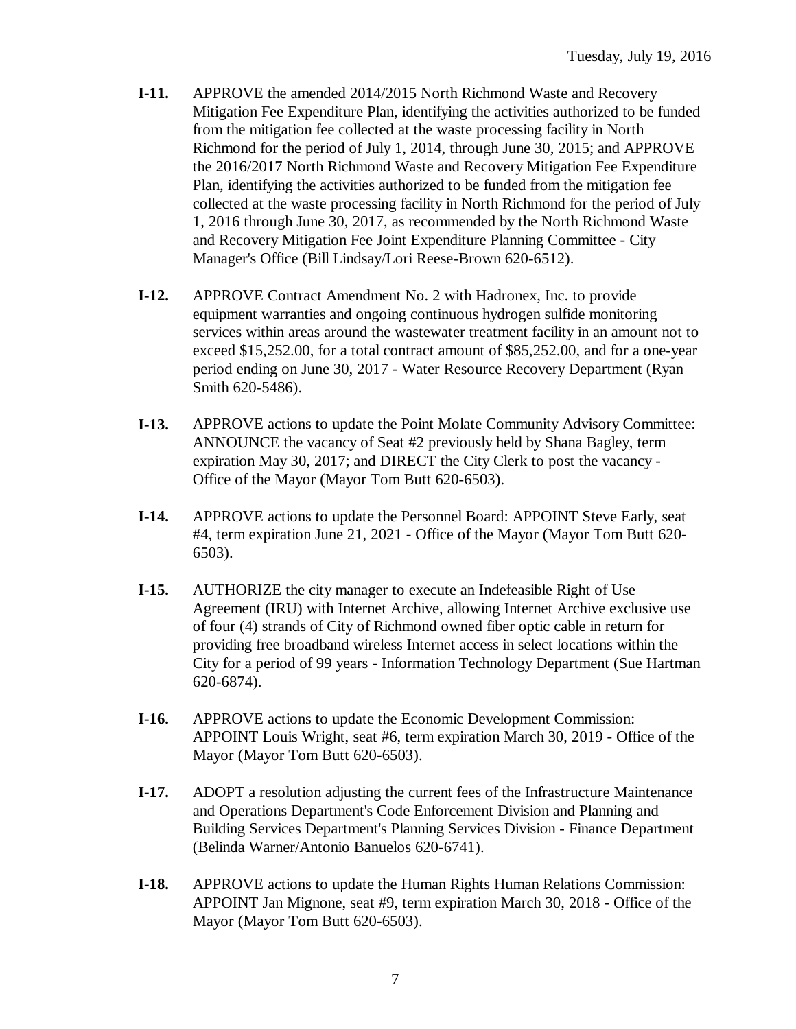**I-11.** APPROVE the amended 2014/2015 North Richmond Waste and Recovery Mitigation Fee Expenditure Plan, identifying the activities authorized to be funded from the mitigation fee collected at the waste processing facility in North Richmond for the period of July 1, 2014, through June 30, 2015; and APPROVE the 2016/2017 North Richmond Waste and Recovery Mitigation Fee Expenditure Plan, identifying the activities authorized to be funded from the mitigation fee collected at the waste processing facility in North Richmond for the period of July 1, 2016 through June 30, 2017, as recommended by the North Richmond Waste and Recovery Mitigation Fee Joint Expenditure Planning Committee - City Manager's Office (Bill Lindsay/Lori Reese-Brown 620-6512).

**I-12.** APPROVE Contract Amendment No. 2 with Hadronex, Inc. to provide equipment warranties and ongoing continuous hydrogen sulfide monitoring services within areas around the wastewater treatment facility in an amount not to exceed $15,252.00, for a total contract amount of $85,252.00, and for a one-year period ending on June 30, 2017 - Water Resource Recovery Department (Ryan Smith 620-5486).

**I-13.** APPROVE actions to update the Point Molate Community Advisory Committee: ANNOUNCE the vacancy of Seat #2 previously held by Shana Bagley, term expiration May 30, 2017; and DIRECT the City Clerk to post the vacancy - Office of the Mayor (Mayor Tom Butt 620-6503).

**I-14.** APPROVE actions to update the Personnel Board: APPOINT Steve Early, seat #4, term expiration June 21, 2021 - Office of the Mayor (Mayor Tom Butt 620-6503).

**I-15.** AUTHORIZE the city manager to execute an Indefeasible Right of Use Agreement (IRU) with Internet Archive, allowing Internet Archive exclusive use of four (4) strands of City of Richmond owned fiber optic cable in return for providing free broadband wireless Internet access in select locations within the City for a period of 99 years - Information Technology Department (Sue Hartman 620-6874).

**I-16.** APPROVE actions to update the Economic Development Commission: APPOINT Louis Wright, seat #6, term expiration March 30, 2019 - Office of the Mayor (Mayor Tom Butt 620-6503).

**I-17.** ADOPT a resolution adjusting the current fees of the Infrastructure Maintenance and Operations Department's Code Enforcement Division and Planning and Building Services Department's Planning Services Division - Finance Department (Belinda Warner/Antonio Banuelos 620-6741).

**I-18.** APPROVE actions to update the Human Rights Human Relations Commission: APPOINT Jan Mignone, seat #9, term expiration March 30, 2018 - Office of the Mayor (Mayor Tom Butt 620-6503).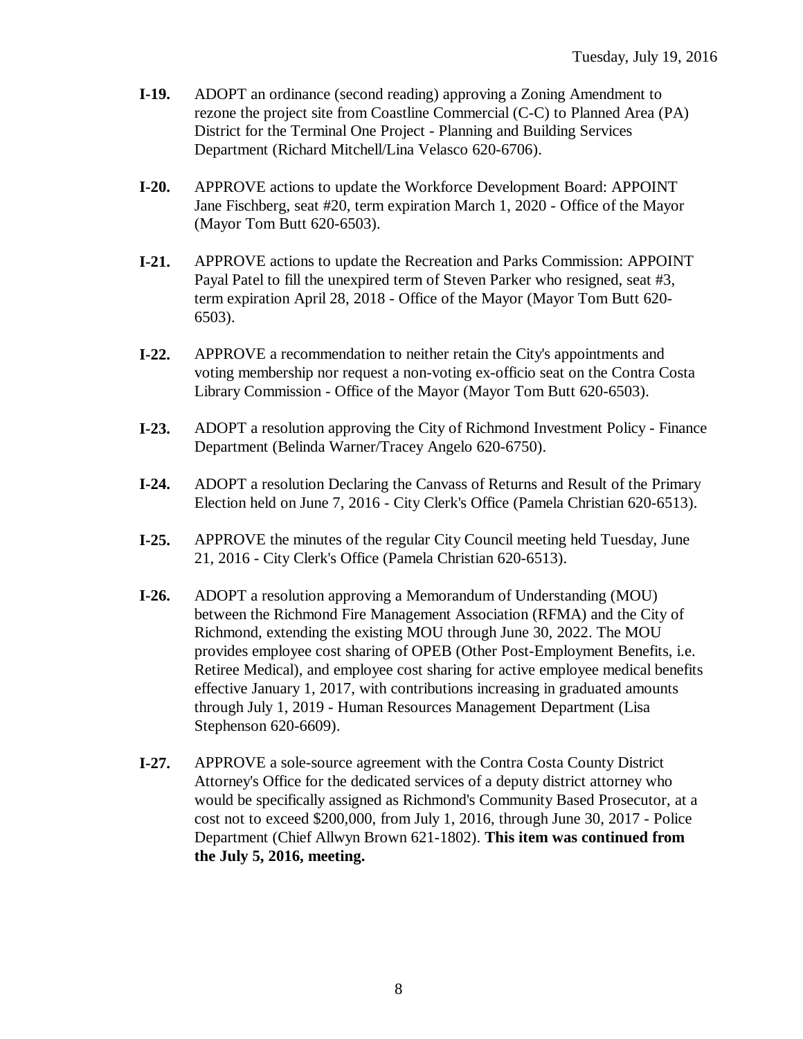**I-19.** ADOPT an ordinance (second reading) approving a Zoning Amendment to rezone the project site from Coastline Commercial (C-C) to Planned Area (PA) District for the Terminal One Project - Planning and Building Services Department (Richard Mitchell/Lina Velasco 620-6706).

**I-20.** APPROVE actions to update the Workforce Development Board: APPOINT Jane Fischberg, seat #20, term expiration March 1, 2020 - Office of the Mayor (Mayor Tom Butt 620-6503).

**I-21.** APPROVE actions to update the Recreation and Parks Commission: APPOINT Payal Patel to fill the unexpired term of Steven Parker who resigned, seat #3, term expiration April 28, 2018 - Office of the Mayor (Mayor Tom Butt 620-6503).

**I-22.** APPROVE a recommendation to neither retain the City's appointments and voting membership nor request a non-voting ex-officio seat on the Contra Costa Library Commission - Office of the Mayor (Mayor Tom Butt 620-6503).

**I-23.** ADOPT a resolution approving the City of Richmond Investment Policy - Finance Department (Belinda Warner/Tracey Angelo 620-6750).

**I-24.** ADOPT a resolution Declaring the Canvass of Returns and Result of the Primary Election held on June 7, 2016 - City Clerk's Office (Pamela Christian 620-6513).

**I-25.** APPROVE the minutes of the regular City Council meeting held Tuesday, June 21, 2016 - City Clerk's Office (Pamela Christian 620-6513).

**I-26.** ADOPT a resolution approving a Memorandum of Understanding (MOU) between the Richmond Fire Management Association (RFMA) and the City of Richmond, extending the existing MOU through June 30, 2022. The MOU provides employee cost sharing of OPEB (Other Post-Employment Benefits, i.e. Retiree Medical), and employee cost sharing for active employee medical benefits effective January 1, 2017, with contributions increasing in graduated amounts through July 1, 2019 - Human Resources Management Department (Lisa Stephenson 620-6609).

**I-27.** APPROVE a sole-source agreement with the Contra Costa County District Attorney's Office for the dedicated services of a deputy district attorney who would be specifically assigned as Richmond's Community Based Prosecutor, at a cost not to exceed $200,000, from July 1, 2016, through June 30, 2017 - Police Department (Chief Allwyn Brown 621-1802). **This item was continued from the July 5, 2016, meeting.**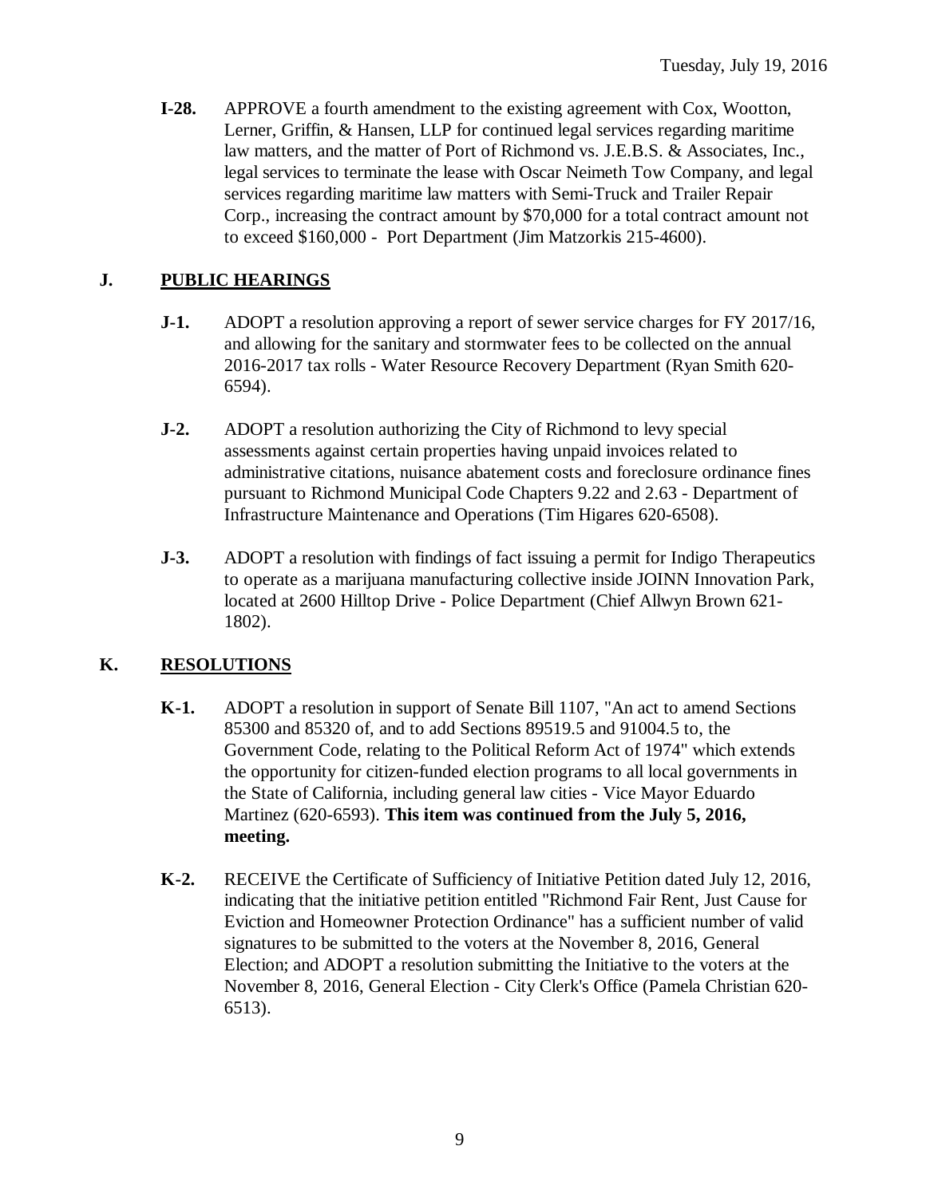**I-28.** APPROVE a fourth amendment to the existing agreement with Cox, Wootton, Lerner, Griffin, & Hansen, LLP for continued legal services regarding maritime law matters, and the matter of Port of Richmond vs. J.E.B.S. & Associates, Inc., legal services to terminate the lease with Oscar Neimeth Tow Company, and legal services regarding maritime law matters with Semi-Truck and Trailer Repair Corp., increasing the contract amount by $70,000 for a total contract amount not to exceed $160,000 - Port Department (Jim Matzorkis 215-4600).

## J. PUBLIC HEARINGS

**J-1.** ADOPT a resolution approving a report of sewer service charges for FY 2017/16, and allowing for the sanitary and stormwater fees to be collected on the annual 2016-2017 tax rolls - Water Resource Recovery Department (Ryan Smith 620-6594).

**J-2.** ADOPT a resolution authorizing the City of Richmond to levy special assessments against certain properties having unpaid invoices related to administrative citations, nuisance abatement costs and foreclosure ordinance fines pursuant to Richmond Municipal Code Chapters 9.22 and 2.63 - Department of Infrastructure Maintenance and Operations (Tim Higares 620-6508).

**J-3.** ADOPT a resolution with findings of fact issuing a permit for Indigo Therapeutics to operate as a marijuana manufacturing collective inside JOINN Innovation Park, located at 2600 Hilltop Drive - Police Department (Chief Allwyn Brown 621-1802).

## K. RESOLUTIONS

**K-1.** ADOPT a resolution in support of Senate Bill 1107, "An act to amend Sections 85300 and 85320 of, and to add Sections 89519.5 and 91004.5 to, the Government Code, relating to the Political Reform Act of 1974" which extends the opportunity for citizen-funded election programs to all local governments in the State of California, including general law cities - Vice Mayor Eduardo Martinez (620-6593). **This item was continued from the July 5, 2016, meeting.**

**K-2.** RECEIVE the Certificate of Sufficiency of Initiative Petition dated July 12, 2016, indicating that the initiative petition entitled "Richmond Fair Rent, Just Cause for Eviction and Homeowner Protection Ordinance" has a sufficient number of valid signatures to be submitted to the voters at the November 8, 2016, General Election; and ADOPT a resolution submitting the Initiative to the voters at the November 8, 2016, General Election - City Clerk's Office (Pamela Christian 620-6513).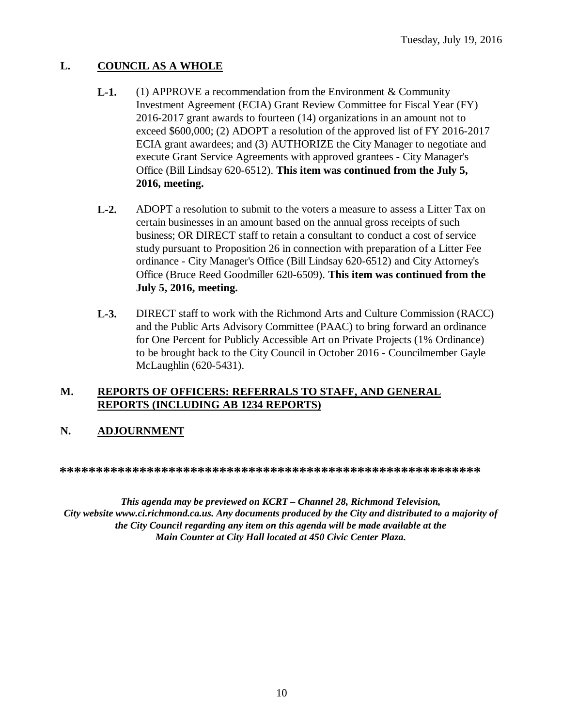Tuesday, July 19, 2016

## L. COUNCIL AS A WHOLE

**L-1.** (1) APPROVE a recommendation from the Environment & Community Investment Agreement (ECIA) Grant Review Committee for Fiscal Year (FY) 2016-2017 grant awards to fourteen (14) organizations in an amount not to exceed $600,000; (2) ADOPT a resolution of the approved list of FY 2016-2017 ECIA grant awardees; and (3) AUTHORIZE the City Manager to negotiate and execute Grant Service Agreements with approved grantees - City Manager's Office (Bill Lindsay 620-6512). **This item was continued from the July 5, 2016, meeting.**

**L-2.** ADOPT a resolution to submit to the voters a measure to assess a Litter Tax on certain businesses in an amount based on the annual gross receipts of such business; OR DIRECT staff to retain a consultant to conduct a cost of service study pursuant to Proposition 26 in connection with preparation of a Litter Fee ordinance - City Manager's Office (Bill Lindsay 620-6512) and City Attorney's Office (Bruce Reed Goodmiller 620-6509). **This item was continued from the July 5, 2016, meeting.**

**L-3.** DIRECT staff to work with the Richmond Arts and Culture Commission (RACC) and the Public Arts Advisory Committee (PAAC) to bring forward an ordinance for One Percent for Publicly Accessible Art on Private Projects (1% Ordinance) to be brought back to the City Council in October 2016 - Councilmember Gayle McLaughlin (620-5431).

## M. REPORTS OF OFFICERS: REFERRALS TO STAFF, AND GENERAL REPORTS (INCLUDING AB 1234 REPORTS)

## N. ADJOURNMENT

**********************************************************

***This agenda may be previewed on KCRT – Channel 28, Richmond Television, City website www.ci.richmond.ca.us. Any documents produced by the City and distributed to a majority of the City Council regarding any item on this agenda will be made available at the Main Counter at City Hall located at 450 Civic Center Plaza.***